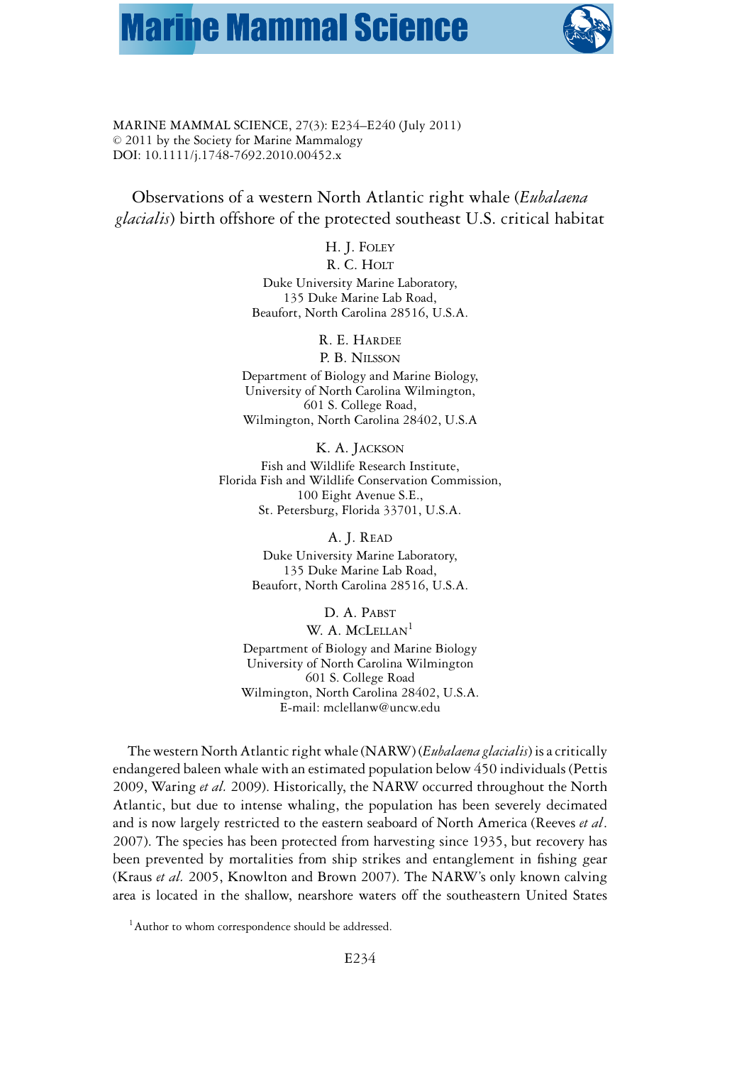MARINE MAMMAL SCIENCE, 27(3): E234–E240 (July 2011)
© 2011 by the Society for Marine Mammalogy
DOI: 10.1111/j.1748-7692.2010.00452.x

# Observations of a western North Atlantic right whale (*Eubalaena glacialis*) birth offshore of the protected southeast U.S. critical habitat

H. J. Foley
R. C. Holt
Duke University Marine Laboratory,
135 Duke Marine Lab Road,
Beaufort, North Carolina 28516, U.S.A.

R. E. Hardee
P. B. Nilsson
Department of Biology and Marine Biology,
University of North Carolina Wilmington,
601 S. College Road,
Wilmington, North Carolina 28402, U.S.A

K. A. Jackson
Fish and Wildlife Research Institute,
Florida Fish and Wildlife Conservation Commission,
100 Eight Avenue S.E.,
St. Petersburg, Florida 33701, U.S.A.

A. J. Read
Duke University Marine Laboratory,
135 Duke Marine Lab Road,
Beaufort, North Carolina 28516, U.S.A.

D. A. Pabst
W. A. McLellan[1]
Department of Biology and Marine Biology
University of North Carolina Wilmington
601 S. College Road
Wilmington, North Carolina 28402, U.S.A.
E-mail: mclellanw@uncw.edu

The western North Atlantic right whale (NARW) (*Eubalaena glacialis*) is a critically endangered baleen whale with an estimated population below 450 individuals (Pettis 2009, Waring *et al.* 2009). Historically, the NARW occurred throughout the North Atlantic, but due to intense whaling, the population has been severely decimated and is now largely restricted to the eastern seaboard of North America (Reeves *et al*. 2007). The species has been protected from harvesting since 1935, but recovery has been prevented by mortalities from ship strikes and entanglement in fishing gear (Kraus *et al.* 2005, Knowlton and Brown 2007). The NARW's only known calving area is located in the shallow, nearshore waters off the southeastern United States

[1]Author to whom correspondence should be addressed.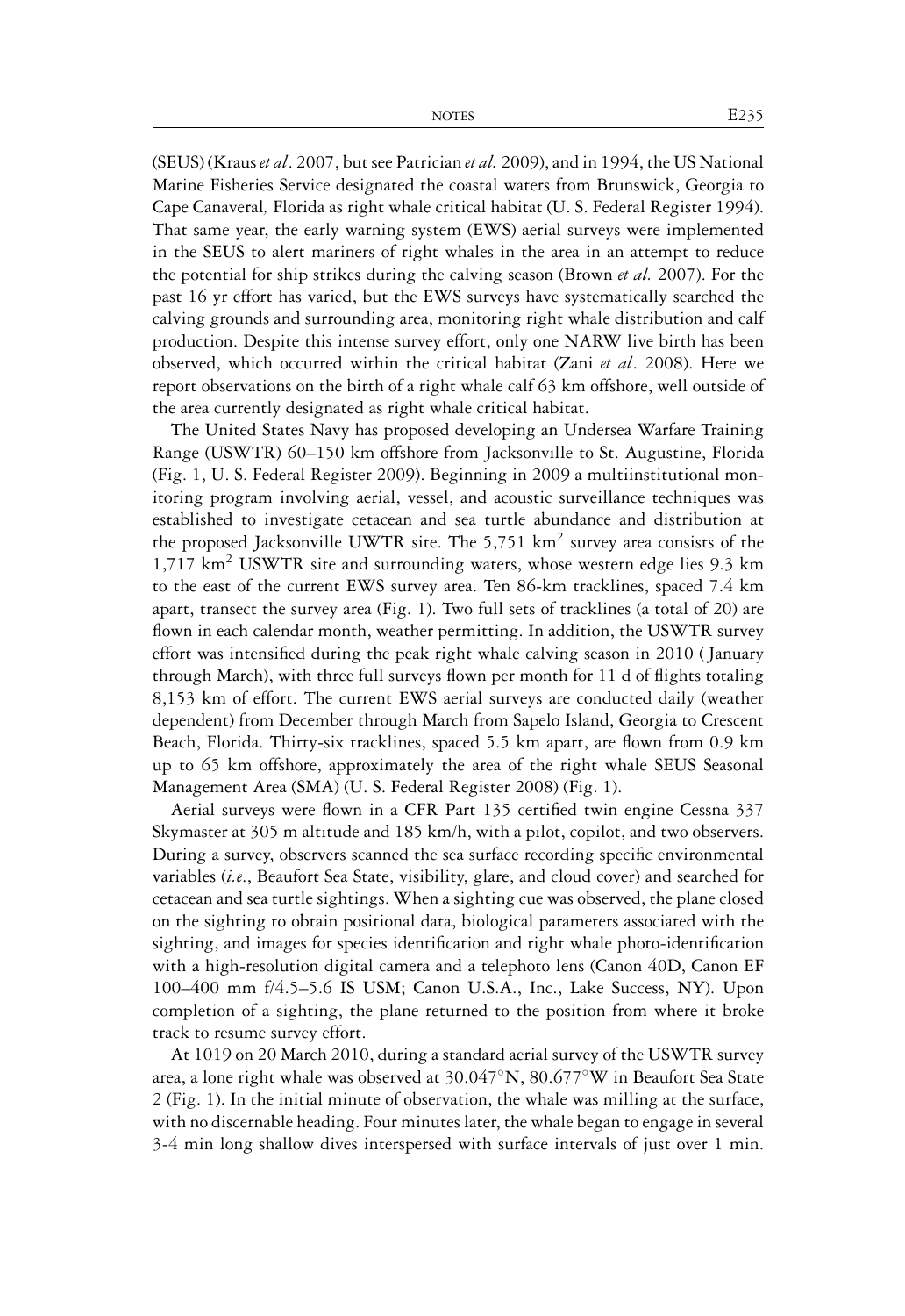(SEUS) (Kraus *et al*. 2007, but see Patrician *et al.* 2009), and in 1994, the US National Marine Fisheries Service designated the coastal waters from Brunswick, Georgia to Cape Canaveral, Florida as right whale critical habitat (U. S. Federal Register 1994). That same year, the early warning system (EWS) aerial surveys were implemented in the SEUS to alert mariners of right whales in the area in an attempt to reduce the potential for ship strikes during the calving season (Brown *et al.* 2007). For the past 16 yr effort has varied, but the EWS surveys have systematically searched the calving grounds and surrounding area, monitoring right whale distribution and calf production. Despite this intense survey effort, only one NARW live birth has been observed, which occurred within the critical habitat (Zani *et al*. 2008). Here we report observations on the birth of a right whale calf 63 km offshore, well outside of the area currently designated as right whale critical habitat.

The United States Navy has proposed developing an Undersea Warfare Training Range (USWTR) 60–150 km offshore from Jacksonville to St. Augustine, Florida (Fig. 1, U. S. Federal Register 2009). Beginning in 2009 a multiinstitutional monitoring program involving aerial, vessel, and acoustic surveillance techniques was established to investigate cetacean and sea turtle abundance and distribution at the proposed Jacksonville UWTR site. The 5,751 km$^2$ survey area consists of the 1,717 km$^2$ USWTR site and surrounding waters, whose western edge lies 9.3 km to the east of the current EWS survey area. Ten 86-km tracklines, spaced 7.4 km apart, transect the survey area (Fig. 1). Two full sets of tracklines (a total of 20) are flown in each calendar month, weather permitting. In addition, the USWTR survey effort was intensified during the peak right whale calving season in 2010 (January through March), with three full surveys flown per month for 11 d of flights totaling 8,153 km of effort. The current EWS aerial surveys are conducted daily (weather dependent) from December through March from Sapelo Island, Georgia to Crescent Beach, Florida. Thirty-six tracklines, spaced 5.5 km apart, are flown from 0.9 km up to 65 km offshore, approximately the area of the right whale SEUS Seasonal Management Area (SMA) (U. S. Federal Register 2008) (Fig. 1).

Aerial surveys were flown in a CFR Part 135 certified twin engine Cessna 337 Skymaster at 305 m altitude and 185 km/h, with a pilot, copilot, and two observers. During a survey, observers scanned the sea surface recording specific environmental variables (*i.e*., Beaufort Sea State, visibility, glare, and cloud cover) and searched for cetacean and sea turtle sightings. When a sighting cue was observed, the plane closed on the sighting to obtain positional data, biological parameters associated with the sighting, and images for species identification and right whale photo-identification with a high-resolution digital camera and a telephoto lens (Canon 40D, Canon EF 100–400 mm f/4.5–5.6 IS USM; Canon U.S.A., Inc., Lake Success, NY). Upon completion of a sighting, the plane returned to the position from where it broke track to resume survey effort.

At 1019 on 20 March 2010, during a standard aerial survey of the USWTR survey area, a lone right whale was observed at 30.047°N, 80.677°W in Beaufort Sea State 2 (Fig. 1). In the initial minute of observation, the whale was milling at the surface, with no discernable heading. Four minutes later, the whale began to engage in several 3-4 min long shallow dives interspersed with surface intervals of just over 1 min.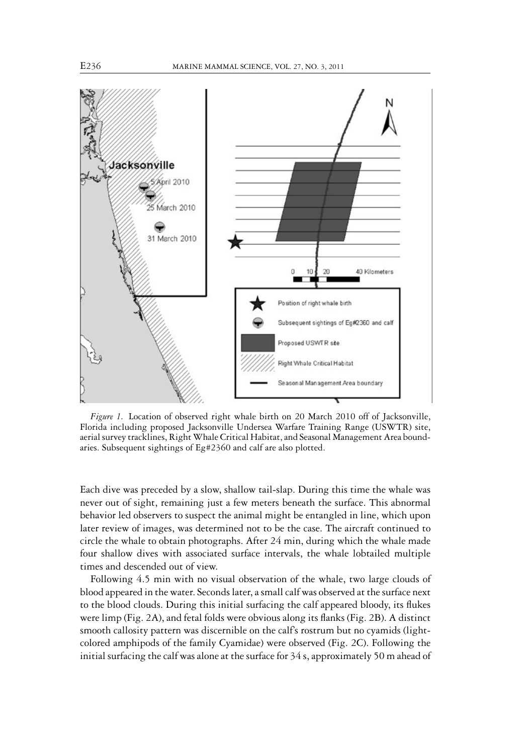*Figure 1.* Location of observed right whale birth on 20 March 2010 off of Jacksonville, Florida including proposed Jacksonville Undersea Warfare Training Range (USWTR) site, aerial survey tracklines, Right Whale Critical Habitat, and Seasonal Management Area boundaries. Subsequent sightings of Eg#2360 and calf are also plotted.

Each dive was preceded by a slow, shallow tail-slap. During this time the whale was never out of sight, remaining just a few meters beneath the surface. This abnormal behavior led observers to suspect the animal might be entangled in line, which upon later review of images, was determined not to be the case. The aircraft continued to circle the whale to obtain photographs. After 24 min, during which the whale made four shallow dives with associated surface intervals, the whale lobtailed multiple times and descended out of view.

Following 4.5 min with no visual observation of the whale, two large clouds of blood appeared in the water. Seconds later, a small calf was observed at the surface next to the blood clouds. During this initial surfacing the calf appeared bloody, its flukes were limp (Fig. 2A), and fetal folds were obvious along its flanks (Fig. 2B). A distinct smooth callosity pattern was discernible on the calf's rostrum but no cyamids (light-colored amphipods of the family Cyamidae) were observed (Fig. 2C). Following the initial surfacing the calf was alone at the surface for 34 s, approximately 50 m ahead of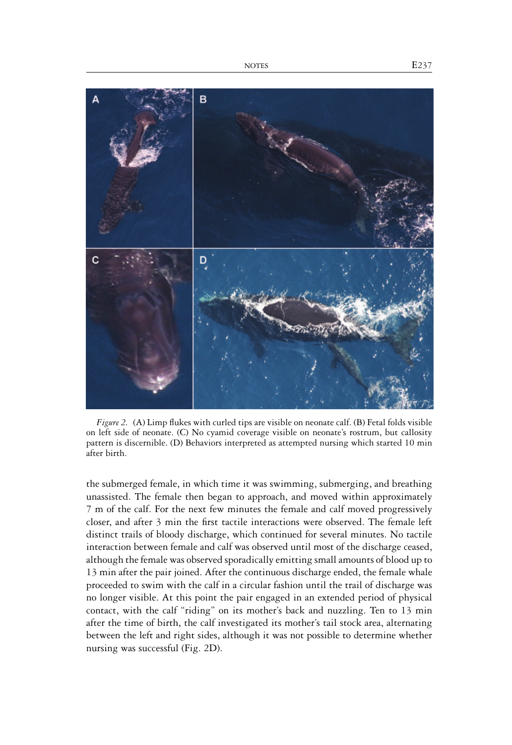*Figure 2.* (A) Limp flukes with curled tips are visible on neonate calf. (B) Fetal folds visible on left side of neonate. (C) No cyamid coverage visible on neonate's rostrum, but callosity pattern is discernible. (D) Behaviors interpreted as attempted nursing which started 10 min after birth.

the submerged female, in which time it was swimming, submerging, and breathing unassisted. The female then began to approach, and moved within approximately 7 m of the calf. For the next few minutes the female and calf moved progressively closer, and after 3 min the first tactile interactions were observed. The female left distinct trails of bloody discharge, which continued for several minutes. No tactile interaction between female and calf was observed until most of the discharge ceased, although the female was observed sporadically emitting small amounts of blood up to 13 min after the pair joined. After the continuous discharge ended, the female whale proceeded to swim with the calf in a circular fashion until the trail of discharge was no longer visible. At this point the pair engaged in an extended period of physical contact, with the calf "riding" on its mother's back and nuzzling. Ten to 13 min after the time of birth, the calf investigated its mother's tail stock area, alternating between the left and right sides, although it was not possible to determine whether nursing was successful (Fig. 2D).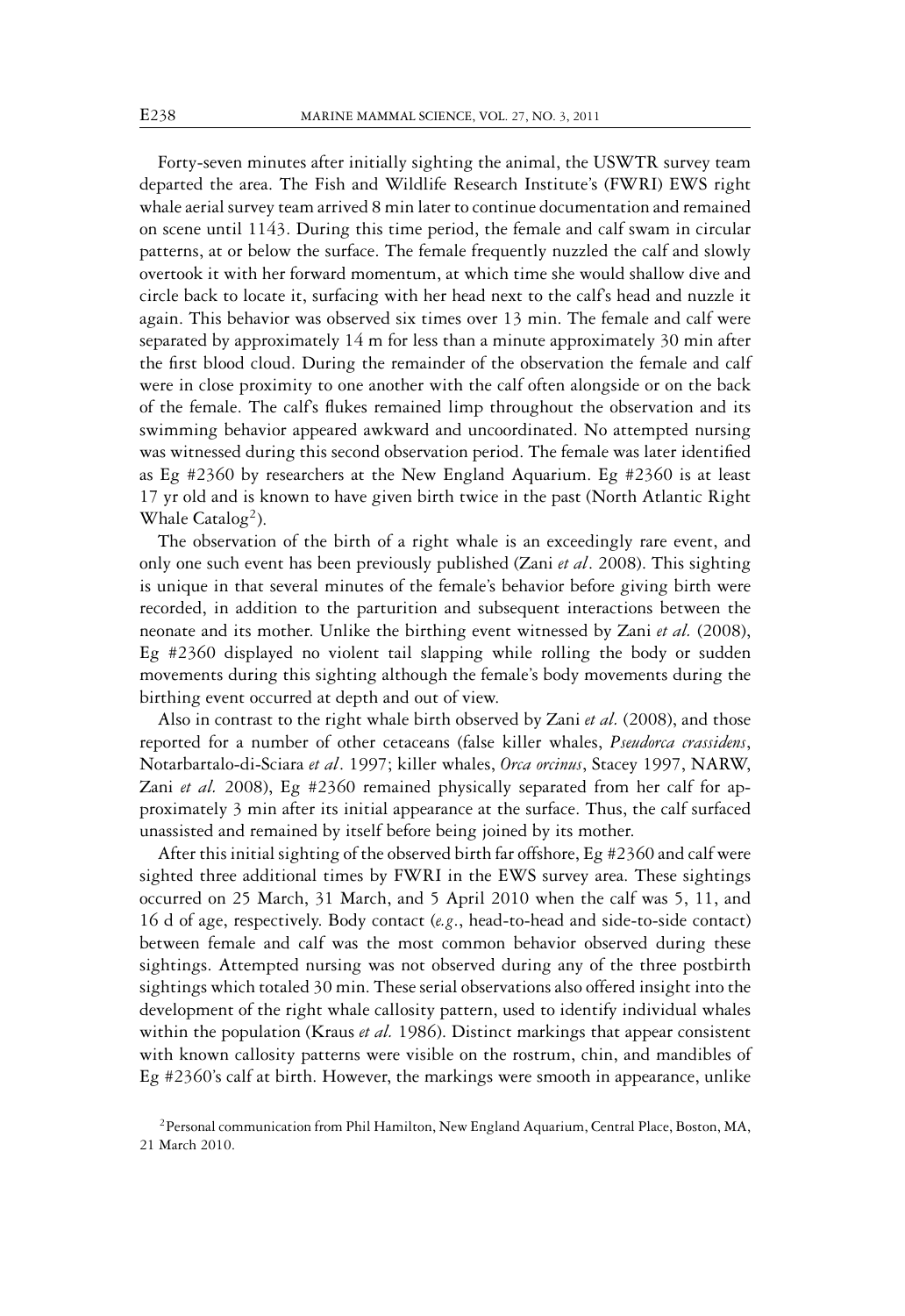Forty-seven minutes after initially sighting the animal, the USWTR survey team departed the area. The Fish and Wildlife Research Institute's (FWRI) EWS right whale aerial survey team arrived 8 min later to continue documentation and remained on scene until 1143. During this time period, the female and calf swam in circular patterns, at or below the surface. The female frequently nuzzled the calf and slowly overtook it with her forward momentum, at which time she would shallow dive and circle back to locate it, surfacing with her head next to the calf's head and nuzzle it again. This behavior was observed six times over 13 min. The female and calf were separated by approximately 14 m for less than a minute approximately 30 min after the first blood cloud. During the remainder of the observation the female and calf were in close proximity to one another with the calf often alongside or on the back of the female. The calf's flukes remained limp throughout the observation and its swimming behavior appeared awkward and uncoordinated. No attempted nursing was witnessed during this second observation period. The female was later identified as Eg #2360 by researchers at the New England Aquarium. Eg #2360 is at least 17 yr old and is known to have given birth twice in the past (North Atlantic Right Whale Catalog[2]).

The observation of the birth of a right whale is an exceedingly rare event, and only one such event has been previously published (Zani *et al*. 2008). This sighting is unique in that several minutes of the female's behavior before giving birth were recorded, in addition to the parturition and subsequent interactions between the neonate and its mother. Unlike the birthing event witnessed by Zani *et al.* (2008), Eg #2360 displayed no violent tail slapping while rolling the body or sudden movements during this sighting although the female's body movements during the birthing event occurred at depth and out of view.

Also in contrast to the right whale birth observed by Zani *et al.* (2008), and those reported for a number of other cetaceans (false killer whales, *Pseudorca crassidens*, Notarbartalo-di-Sciara *et al*. 1997; killer whales, *Orca orcinus*, Stacey 1997, NARW, Zani *et al.* 2008), Eg #2360 remained physically separated from her calf for approximately 3 min after its initial appearance at the surface. Thus, the calf surfaced unassisted and remained by itself before being joined by its mother.

After this initial sighting of the observed birth far offshore, Eg #2360 and calf were sighted three additional times by FWRI in the EWS survey area. These sightings occurred on 25 March, 31 March, and 5 April 2010 when the calf was 5, 11, and 16 d of age, respectively. Body contact (*e.g*., head-to-head and side-to-side contact) between female and calf was the most common behavior observed during these sightings. Attempted nursing was not observed during any of the three postbirth sightings which totaled 30 min. These serial observations also offered insight into the development of the right whale callosity pattern, used to identify individual whales within the population (Kraus *et al.* 1986). Distinct markings that appear consistent with known callosity patterns were visible on the rostrum, chin, and mandibles of Eg #2360's calf at birth. However, the markings were smooth in appearance, unlike

[2]Personal communication from Phil Hamilton, New England Aquarium, Central Place, Boston, MA, 21 March 2010.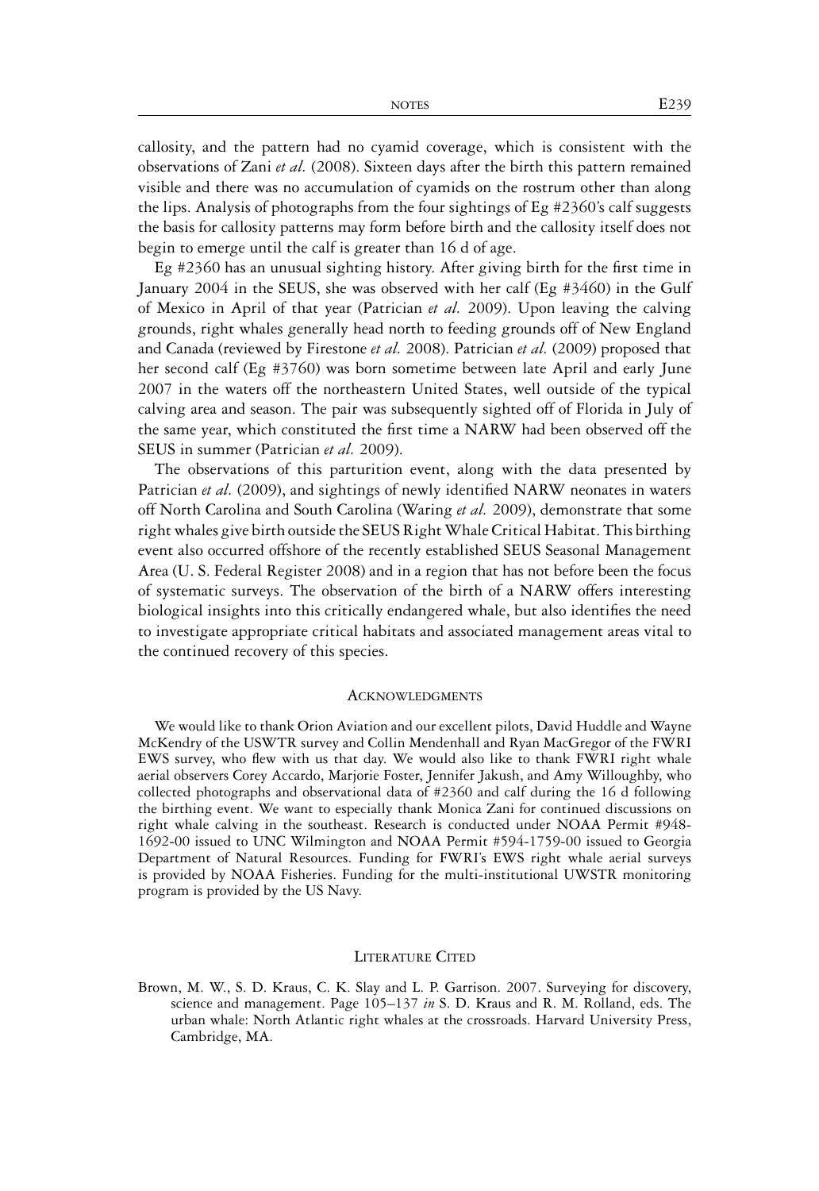callosity, and the pattern had no cyamid coverage, which is consistent with the observations of Zani *et al.* (2008). Sixteen days after the birth this pattern remained visible and there was no accumulation of cyamids on the rostrum other than along the lips. Analysis of photographs from the four sightings of Eg #2360's calf suggests the basis for callosity patterns may form before birth and the callosity itself does not begin to emerge until the calf is greater than 16 d of age.

Eg #2360 has an unusual sighting history. After giving birth for the first time in January 2004 in the SEUS, she was observed with her calf (Eg #3460) in the Gulf of Mexico in April of that year (Patrician *et al.* 2009). Upon leaving the calving grounds, right whales generally head north to feeding grounds off of New England and Canada (reviewed by Firestone *et al.* 2008). Patrician *et al.* (2009) proposed that her second calf (Eg #3760) was born sometime between late April and early June 2007 in the waters off the northeastern United States, well outside of the typical calving area and season. The pair was subsequently sighted off of Florida in July of the same year, which constituted the first time a NARW had been observed off the SEUS in summer (Patrician *et al.* 2009).

The observations of this parturition event, along with the data presented by Patrician *et al.* (2009), and sightings of newly identified NARW neonates in waters off North Carolina and South Carolina (Waring *et al.* 2009), demonstrate that some right whales give birth outside the SEUS Right Whale Critical Habitat. This birthing event also occurred offshore of the recently established SEUS Seasonal Management Area (U. S. Federal Register 2008) and in a region that has not before been the focus of systematic surveys. The observation of the birth of a NARW offers interesting biological insights into this critically endangered whale, but also identifies the need to investigate appropriate critical habitats and associated management areas vital to the continued recovery of this species.

## Acknowledgments

We would like to thank Orion Aviation and our excellent pilots, David Huddle and Wayne McKendry of the USWTR survey and Collin Mendenhall and Ryan MacGregor of the FWRI EWS survey, who flew with us that day. We would also like to thank FWRI right whale aerial observers Corey Accardo, Marjorie Foster, Jennifer Jakush, and Amy Willoughby, who collected photographs and observational data of #2360 and calf during the 16 d following the birthing event. We want to especially thank Monica Zani for continued discussions on right whale calving in the southeast. Research is conducted under NOAA Permit #948-1692-00 issued to UNC Wilmington and NOAA Permit #594-1759-00 issued to Georgia Department of Natural Resources. Funding for FWRI's EWS right whale aerial surveys is provided by NOAA Fisheries. Funding for the multi-institutional UWSTR monitoring program is provided by the US Navy.

## Literature Cited

Brown, M. W., S. D. Kraus, C. K. Slay and L. P. Garrison. 2007. Surveying for discovery, science and management. Page 105–137 *in* S. D. Kraus and R. M. Rolland, eds. The urban whale: North Atlantic right whales at the crossroads. Harvard University Press, Cambridge, MA.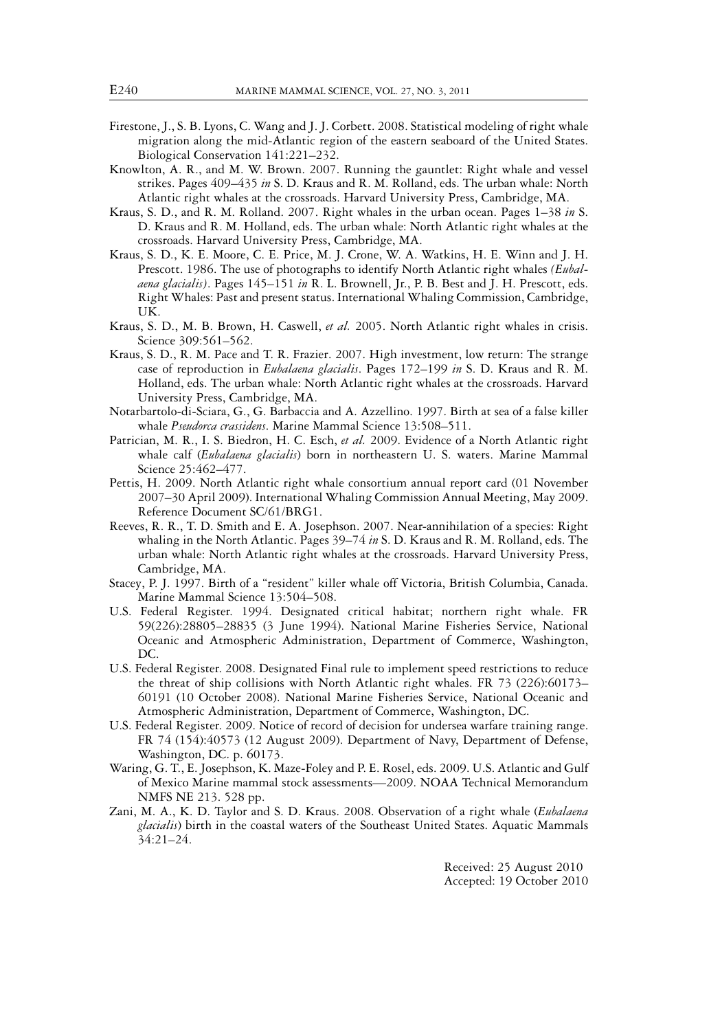Firestone, J., S. B. Lyons, C. Wang and J. J. Corbett. 2008. Statistical modeling of right whale migration along the mid-Atlantic region of the eastern seaboard of the United States. Biological Conservation 141:221–232.

Knowlton, A. R., and M. W. Brown. 2007. Running the gauntlet: Right whale and vessel strikes. Pages 409–435 *in* S. D. Kraus and R. M. Rolland, eds. The urban whale: North Atlantic right whales at the crossroads. Harvard University Press, Cambridge, MA.

Kraus, S. D., and R. M. Rolland. 2007. Right whales in the urban ocean. Pages 1–38 *in* S. D. Kraus and R. M. Holland, eds. The urban whale: North Atlantic right whales at the crossroads. Harvard University Press, Cambridge, MA.

Kraus, S. D., K. E. Moore, C. E. Price, M. J. Crone, W. A. Watkins, H. E. Winn and J. H. Prescott. 1986. The use of photographs to identify North Atlantic right whales *(Eubalaena glacialis)*. Pages 145–151 *in* R. L. Brownell, Jr., P. B. Best and J. H. Prescott, eds. Right Whales: Past and present status. International Whaling Commission, Cambridge, UK.

Kraus, S. D., M. B. Brown, H. Caswell, *et al.* 2005. North Atlantic right whales in crisis. Science 309:561–562.

Kraus, S. D., R. M. Pace and T. R. Frazier. 2007. High investment, low return: The strange case of reproduction in *Eubalaena glacialis*. Pages 172–199 *in* S. D. Kraus and R. M. Holland, eds. The urban whale: North Atlantic right whales at the crossroads. Harvard University Press, Cambridge, MA.

Notarbartolo-di-Sciara, G., G. Barbaccia and A. Azzellino. 1997. Birth at sea of a false killer whale *Pseudorca crassidens*. Marine Mammal Science 13:508–511.

Patrician, M. R., I. S. Biedron, H. C. Esch, *et al.* 2009. Evidence of a North Atlantic right whale calf (*Eubalaena glacialis*) born in northeastern U. S. waters. Marine Mammal Science 25:462–477.

Pettis, H. 2009. North Atlantic right whale consortium annual report card (01 November 2007–30 April 2009). International Whaling Commission Annual Meeting, May 2009. Reference Document SC/61/BRG1.

Reeves, R. R., T. D. Smith and E. A. Josephson. 2007. Near-annihilation of a species: Right whaling in the North Atlantic. Pages 39–74 *in* S. D. Kraus and R. M. Rolland, eds. The urban whale: North Atlantic right whales at the crossroads. Harvard University Press, Cambridge, MA.

Stacey, P. J. 1997. Birth of a "resident" killer whale off Victoria, British Columbia, Canada. Marine Mammal Science 13:504–508.

U.S. Federal Register. 1994. Designated critical habitat; northern right whale. FR 59(226):28805–28835 (3 June 1994). National Marine Fisheries Service, National Oceanic and Atmospheric Administration, Department of Commerce, Washington, DC.

U.S. Federal Register. 2008. Designated Final rule to implement speed restrictions to reduce the threat of ship collisions with North Atlantic right whales. FR 73 (226):60173–60191 (10 October 2008). National Marine Fisheries Service, National Oceanic and Atmospheric Administration, Department of Commerce, Washington, DC.

U.S. Federal Register. 2009. Notice of record of decision for undersea warfare training range. FR 74 (154):40573 (12 August 2009). Department of Navy, Department of Defense, Washington, DC. p. 60173.

Waring, G. T., E. Josephson, K. Maze-Foley and P. E. Rosel, eds. 2009. U.S. Atlantic and Gulf of Mexico Marine mammal stock assessments—2009. NOAA Technical Memorandum NMFS NE 213. 528 pp.

Zani, M. A., K. D. Taylor and S. D. Kraus. 2008. Observation of a right whale (*Eubalaena glacialis*) birth in the coastal waters of the Southeast United States. Aquatic Mammals 34:21–24.

Received: 25 August 2010
Accepted: 19 October 2010